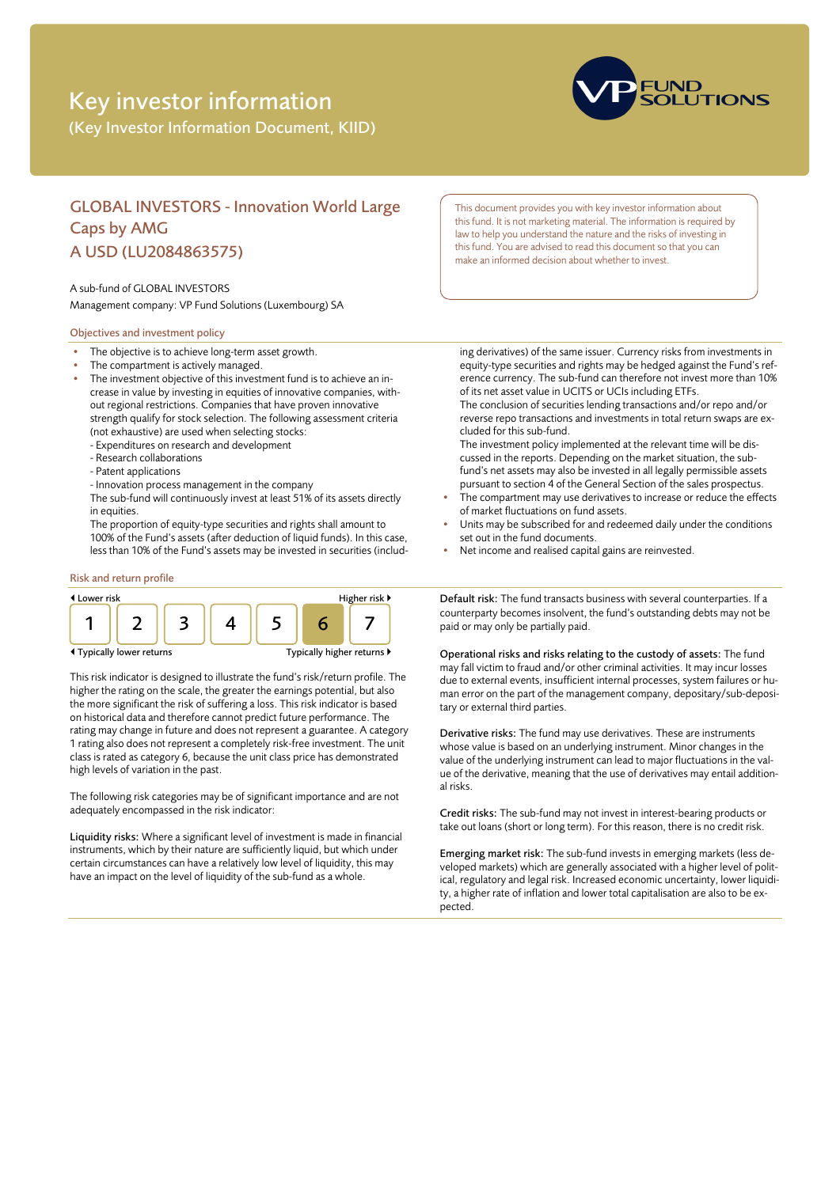# Key investor information

(Key Investor Information Document, KIID)

## GLOBAL INVESTORS - Innovation World Large Caps by AMG
## A USD (LU2084863575)

A sub-fund of GLOBAL INVESTORS

Management company: VP Fund Solutions (Luxembourg) SA

This document provides you with key investor information about this fund. It is not marketing material. The information is required by law to help you understand the nature and the risks of investing in this fund. You are advised to read this document so that you can make an informed decision about whether to invest.

### Objectives and investment policy

- The objective is to achieve long-term asset growth.
- The compartment is actively managed.
- The investment objective of this investment fund is to achieve an increase in value by investing in equities of innovative companies, without regional restrictions. Companies that have proven innovative strength qualify for stock selection. The following assessment criteria (not exhaustive) are used when selecting stocks:
  - Expenditures on research and development
  - Research collaborations
  - Patent applications
  - Innovation process management in the company

  The sub-fund will continuously invest at least 51% of its assets directly in equities.

  The proportion of equity-type securities and rights shall amount to 100% of the Fund's assets (after deduction of liquid funds). In this case, less than 10% of the Fund's assets may be invested in securities (including derivatives) of the same issuer. Currency risks from investments in equity-type securities and rights may be hedged against the Fund's reference currency. The sub-fund can therefore not invest more than 10% of its net asset value in UCITS or UCIs including ETFs.

  The conclusion of securities lending transactions and/or repo and/or reverse repo transactions and investments in total return swaps are excluded for this sub-fund.

  The investment policy implemented at the relevant time will be discussed in the reports. Depending on the market situation, the sub-fund's net assets may also be invested in all legally permissible assets pursuant to section 4 of the General Section of the sales prospectus.
- The compartment may use derivatives to increase or reduce the effects of market fluctuations on fund assets.
- Units may be subscribed for and redeemed daily under the conditions set out in the fund documents.
- Net income and realised capital gains are reinvested.

### Risk and return profile

| Lower risk | | | | | | Higher risk |
|---|---|---|---|---|---|---|
| 1 | 2 | 3 | 4 | 5 | **6** | 7 |
| Typically lower returns | | | | | | Typically higher returns |

This risk indicator is designed to illustrate the fund's risk/return profile. The higher the rating on the scale, the greater the earnings potential, but also the more significant the risk of suffering a loss. This risk indicator is based on historical data and therefore cannot predict future performance. The rating may change in future and does not represent a guarantee. A category 1 rating also does not represent a completely risk-free investment. The unit class is rated as category 6, because the unit class price has demonstrated high levels of variation in the past.

The following risk categories may be of significant importance and are not adequately encompassed in the risk indicator:

**Liquidity risks:** Where a significant level of investment is made in financial instruments, which by their nature are sufficiently liquid, but which under certain circumstances can have a relatively low level of liquidity, this may have an impact on the level of liquidity of the sub-fund as a whole.

**Default risk:** The fund transacts business with several counterparties. If a counterparty becomes insolvent, the fund's outstanding debts may not be paid or may only be partially paid.

**Operational risks and risks relating to the custody of assets:** The fund may fall victim to fraud and/or other criminal activities. It may incur losses due to external events, insufficient internal processes, system failures or human error on the part of the management company, depositary/sub-depositary or external third parties.

**Derivative risks:** The fund may use derivatives. These are instruments whose value is based on an underlying instrument. Minor changes in the value of the underlying instrument can lead to major fluctuations in the value of the derivative, meaning that the use of derivatives may entail additional risks.

**Credit risks:** The sub-fund may not invest in interest-bearing products or take out loans (short or long term). For this reason, there is no credit risk.

**Emerging market risk:** The sub-fund invests in emerging markets (less developed markets) which are generally associated with a higher level of political, regulatory and legal risk. Increased economic uncertainty, lower liquidity, a higher rate of inflation and lower total capitalisation are also to be expected.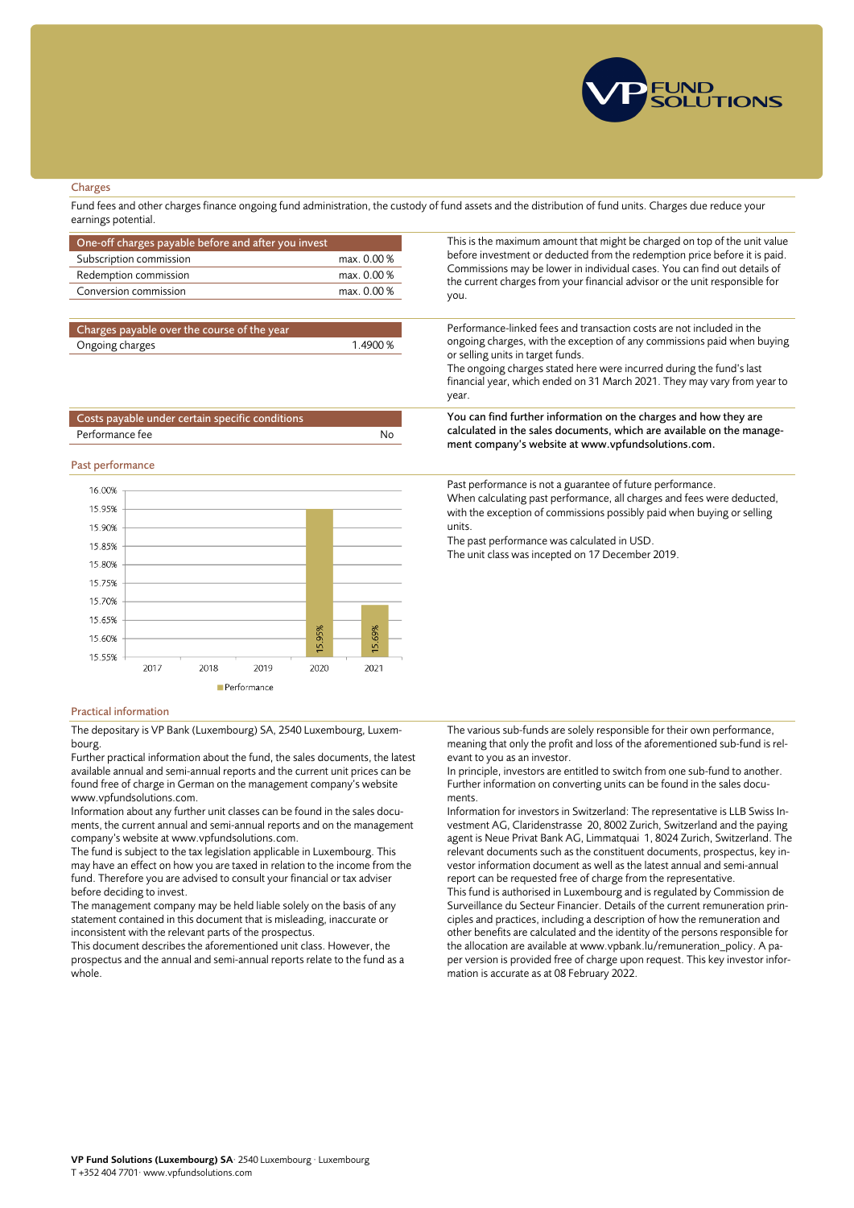## Charges

Fund fees and other charges finance ongoing fund administration, the custody of fund assets and the distribution of fund units. Charges due reduce your earnings potential.

| One-off charges payable before and after you invest | |
|---|---|
| Subscription commission | max. 0.00 % |
| Redemption commission | max. 0.00 % |
| Conversion commission | max. 0.00 % |

This is the maximum amount that might be charged on top of the unit value before investment or deducted from the redemption price before it is paid. Commissions may be lower in individual cases. You can find out details of the current charges from your financial advisor or the unit responsible for you.

| Charges payable over the course of the year | |
|---|---|
| Ongoing charges | 1.4900 % |

Performance-linked fees and transaction costs are not included in the ongoing charges, with the exception of any commissions paid when buying or selling units in target funds.
The ongoing charges stated here were incurred during the fund's last financial year, which ended on 31 March 2021. They may vary from year to year.

| Costs payable under certain specific conditions | |
|---|---|
| Performance fee | No |

**You can find further information on the charges and how they are calculated in the sales documents, which are available on the management company's website at www.vpfundsolutions.com.**

## Past performance

16.00%
15.95%
15.90%
15.85%
15.80%
15.75%
15.70%
15.65%
15.60%
15.55%

2017 2018 2019 2020 2021

15.95%
15.69%

Performance

Past performance is not a guarantee of future performance.
When calculating past performance, all charges and fees were deducted, with the exception of commissions possibly paid when buying or selling units.
The past performance was calculated in USD.
The unit class was incepted on 17 December 2019.

## Practical information

The depositary is VP Bank (Luxembourg) SA, 2540 Luxembourg, Luxembourg.
Further practical information about the fund, the sales documents, the latest available annual and semi-annual reports and the current unit prices can be found free of charge in German on the management company's website www.vpfundsolutions.com.
Information about any further unit classes can be found in the sales documents, the current annual and semi-annual reports and on the management company's website at www.vpfundsolutions.com.
The fund is subject to the tax legislation applicable in Luxembourg. This may have an effect on how you are taxed in relation to the income from the fund. Therefore you are advised to consult your financial or tax adviser before deciding to invest.
The management company may be held liable solely on the basis of any statement contained in this document that is misleading, inaccurate or inconsistent with the relevant parts of the prospectus.
This document describes the aforementioned unit class. However, the prospectus and the annual and semi-annual reports relate to the fund as a whole.

The various sub-funds are solely responsible for their own performance, meaning that only the profit and loss of the aforementioned sub-fund is relevant to you as an investor.
In principle, investors are entitled to switch from one sub-fund to another. Further information on converting units can be found in the sales documents.
Information for investors in Switzerland: The representative is LLB Swiss Investment AG, Claridenstrasse 20, 8002 Zurich, Switzerland and the paying agent is Neue Privat Bank AG, Limmatquai 1, 8024 Zurich, Switzerland. The relevant documents such as the constituent documents, prospectus, key investor information document as well as the latest annual and semi-annual report can be requested free of charge from the representative.
This fund is authorised in Luxembourg and is regulated by Commission de Surveillance du Secteur Financier. Details of the current remuneration principles and practices, including a description of how the remuneration and other benefits are calculated and the identity of the persons responsible for the allocation are available at www.vpbank.lu/remuneration_policy. A paper version is provided free of charge upon request. This key investor information is accurate as at 08 February 2022.

**VP Fund Solutions (Luxembourg) SA** · 2540 Luxembourg · Luxembourg
T +352 404 7701 · www.vpfundsolutions.com